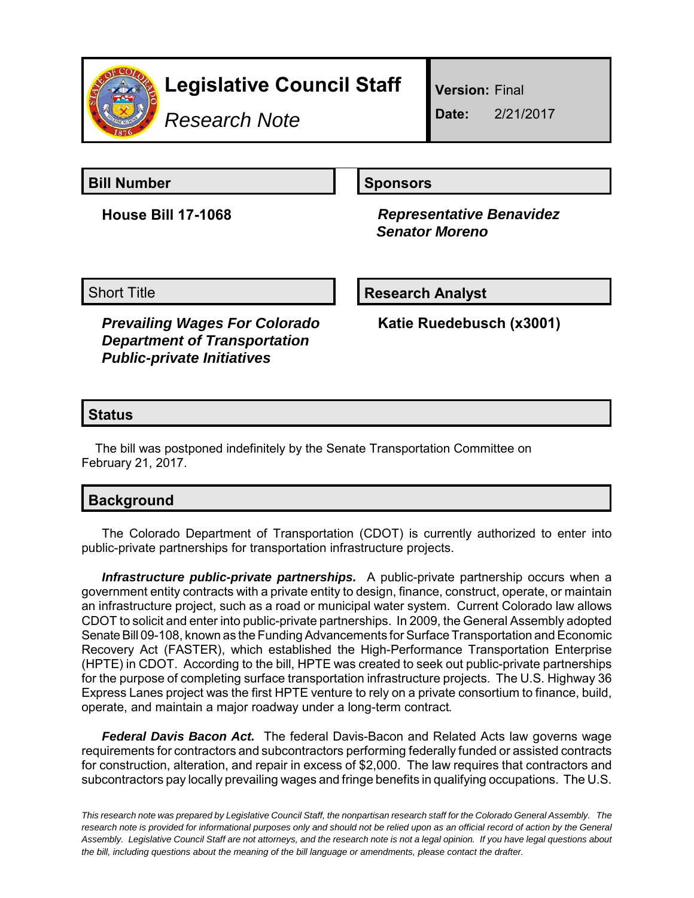# Legislative Council Staff

*Research Note*

**Version:** Final

**Date:** 2/21/2017

## Bill Number

**House Bill 17-1068**

## Sponsors

***Representative Benavidez***
***Senator Moreno***

## Short Title

***Prevailing Wages For Colorado Department of Transportation Public-private Initiatives***

## Research Analyst

**Katie Ruedebusch (x3001)**

## Status

The bill was postponed indefinitely by the Senate Transportation Committee on February 21, 2017.

## Background

The Colorado Department of Transportation (CDOT) is currently authorized to enter into public-private partnerships for transportation infrastructure projects.

***Infrastructure public-private partnerships.*** A public-private partnership occurs when a government entity contracts with a private entity to design, finance, construct, operate, or maintain an infrastructure project, such as a road or municipal water system. Current Colorado law allows CDOT to solicit and enter into public-private partnerships. In 2009, the General Assembly adopted Senate Bill 09-108, known as the Funding Advancements for Surface Transportation and Economic Recovery Act (FASTER), which established the High-Performance Transportation Enterprise (HPTE) in CDOT. According to the bill, HPTE was created to seek out public-private partnerships for the purpose of completing surface transportation infrastructure projects. The U.S. Highway 36 Express Lanes project was the first HPTE venture to rely on a private consortium to finance, build, operate, and maintain a major roadway under a long-term contract.

***Federal Davis Bacon Act.*** The federal Davis-Bacon and Related Acts law governs wage requirements for contractors and subcontractors performing federally funded or assisted contracts for construction, alteration, and repair in excess of $2,000. The law requires that contractors and subcontractors pay locally prevailing wages and fringe benefits in qualifying occupations. The U.S.

*This research note was prepared by Legislative Council Staff, the nonpartisan research staff for the Colorado General Assembly. The research note is provided for informational purposes only and should not be relied upon as an official record of action by the General Assembly. Legislative Council Staff are not attorneys, and the research note is not a legal opinion. If you have legal questions about the bill, including questions about the meaning of the bill language or amendments, please contact the drafter.*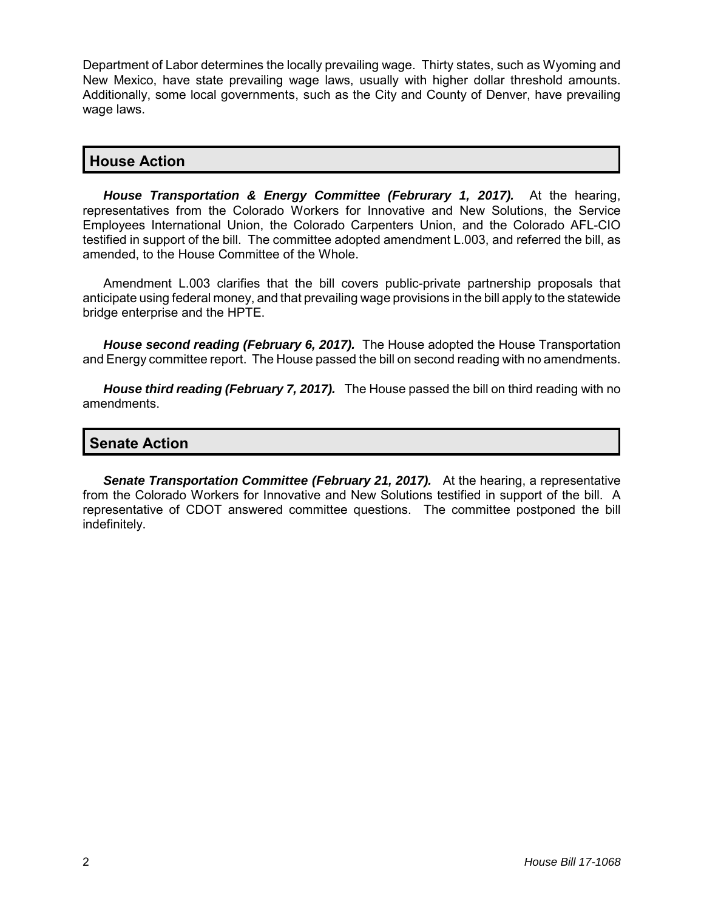Department of Labor determines the locally prevailing wage. Thirty states, such as Wyoming and New Mexico, have state prevailing wage laws, usually with higher dollar threshold amounts. Additionally, some local governments, such as the City and County of Denver, have prevailing wage laws.

## House Action

***House Transportation & Energy Committee (Februrary 1, 2017).*** At the hearing, representatives from the Colorado Workers for Innovative and New Solutions, the Service Employees International Union, the Colorado Carpenters Union, and the Colorado AFL-CIO testified in support of the bill. The committee adopted amendment L.003, and referred the bill, as amended, to the House Committee of the Whole.

Amendment L.003 clarifies that the bill covers public-private partnership proposals that anticipate using federal money, and that prevailing wage provisions in the bill apply to the statewide bridge enterprise and the HPTE.

***House second reading (February 6, 2017).*** The House adopted the House Transportation and Energy committee report. The House passed the bill on second reading with no amendments.

***House third reading (February 7, 2017).*** The House passed the bill on third reading with no amendments.

## Senate Action

***Senate Transportation Committee (February 21, 2017).*** At the hearing, a representative from the Colorado Workers for Innovative and New Solutions testified in support of the bill. A representative of CDOT answered committee questions. The committee postponed the bill indefinitely.